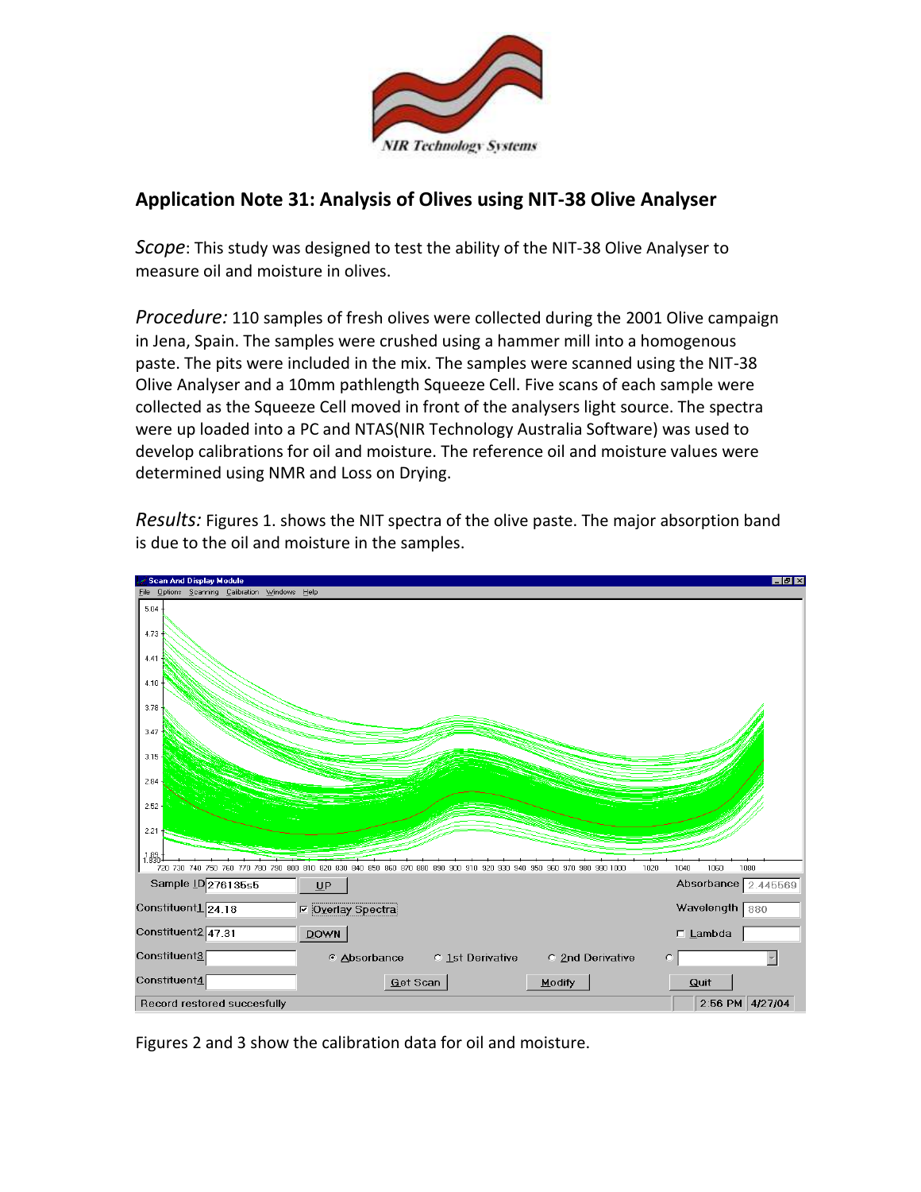## Application Note 31: Analysis of Olives using NIT-38 Olive Analyser

*Scope*: This study was designed to test the ability of the NIT-38 Olive Analyser to measure oil and moisture in olives.

*Procedure:* 110 samples of fresh olives were collected during the 2001 Olive campaign in Jena, Spain. The samples were crushed using a hammer mill into a homogenous paste. The pits were included in the mix. The samples were scanned using the NIT-38 Olive Analyser and a 10mm pathlength Squeeze Cell. Five scans of each sample were collected as the Squeeze Cell moved in front of the analysers light source. The spectra were up loaded into a PC and NTAS(NIR Technology Australia Software) was used to develop calibrations for oil and moisture. The reference oil and moisture values were determined using NMR and Loss on Drying.

*Results:* Figures 1. shows the NIT spectra of the olive paste. The major absorption band is due to the oil and moisture in the samples.

Figures 2 and 3 show the calibration data for oil and moisture.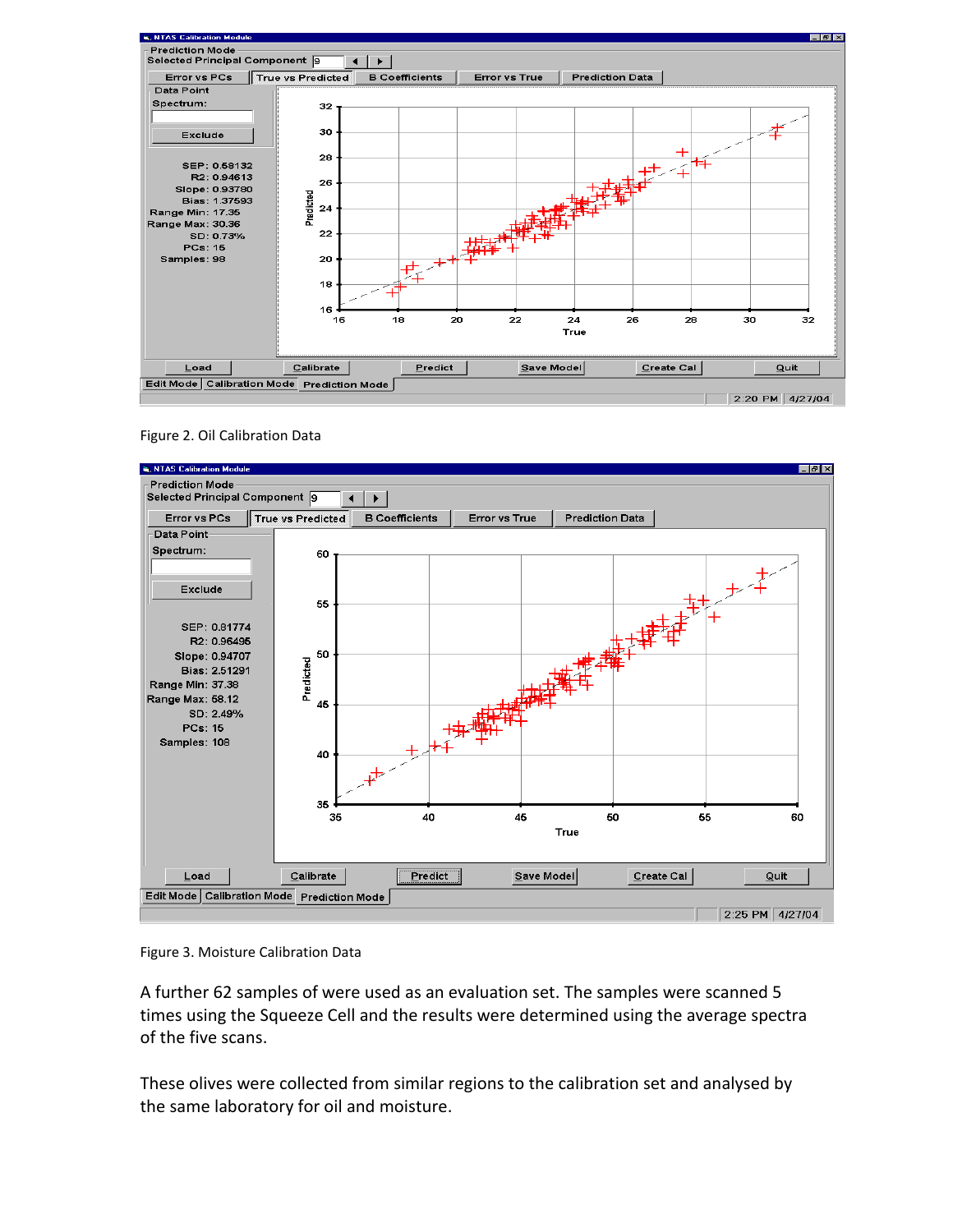Figure 2. Oil Calibration Data

Figure 3. Moisture Calibration Data

A further 62 samples of were used as an evaluation set. The samples were scanned 5 times using the Squeeze Cell and the results were determined using the average spectra of the five scans.

These olives were collected from similar regions to the calibration set and analysed by the same laboratory for oil and moisture.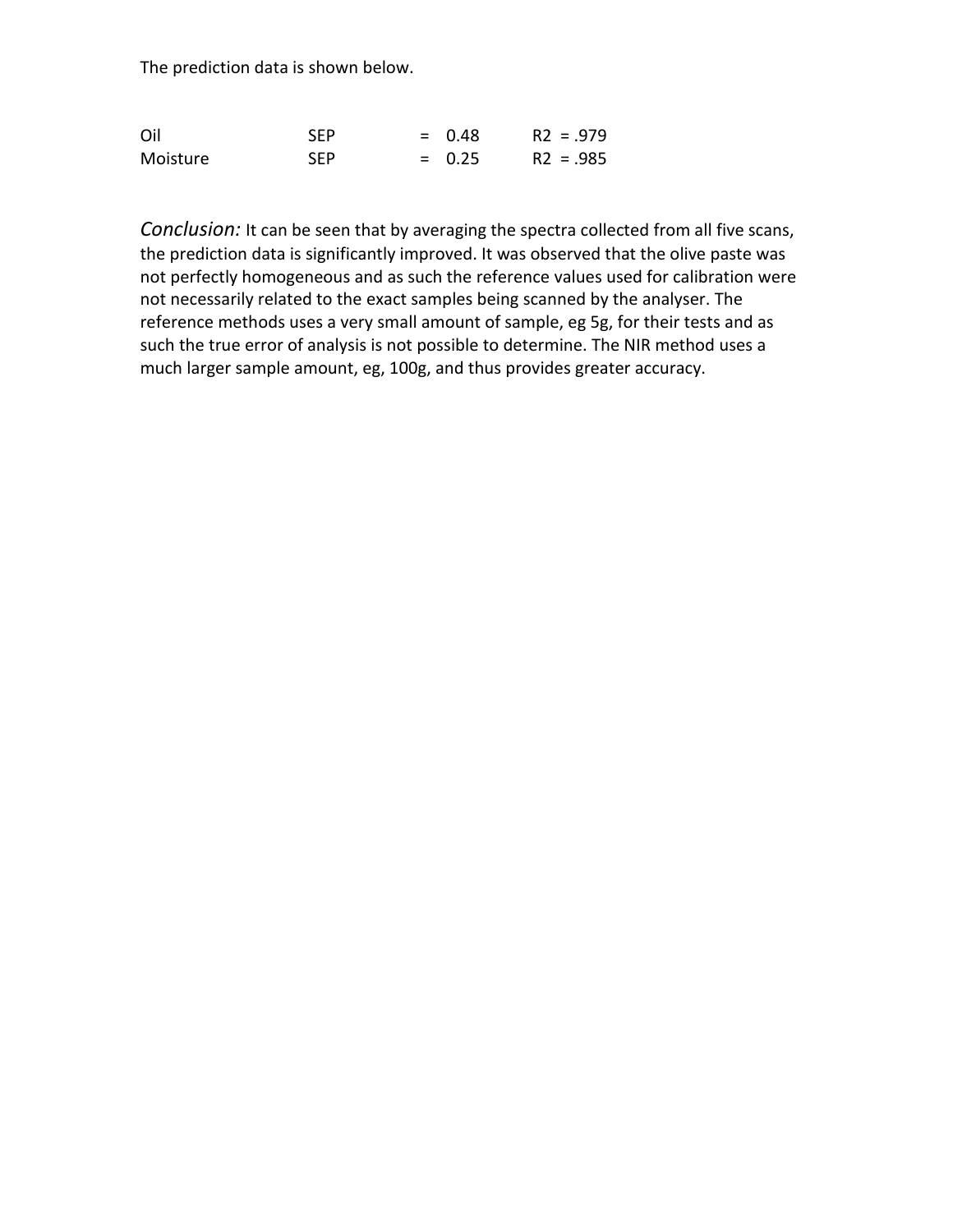The prediction data is shown below.

| | | | |
|---|---|---|---|
| Oil | SEP | = 0.48 | $R^2$ = .979 |
| Moisture | SEP | = 0.25 | $R^2$ = .985 |

*Conclusion:* It can be seen that by averaging the spectra collected from all five scans, the prediction data is significantly improved. It was observed that the olive paste was not perfectly homogeneous and as such the reference values used for calibration were not necessarily related to the exact samples being scanned by the analyser. The reference methods uses a very small amount of sample, eg 5g, for their tests and as such the true error of analysis is not possible to determine. The NIR method uses a much larger sample amount, eg, 100g, and thus provides greater accuracy.